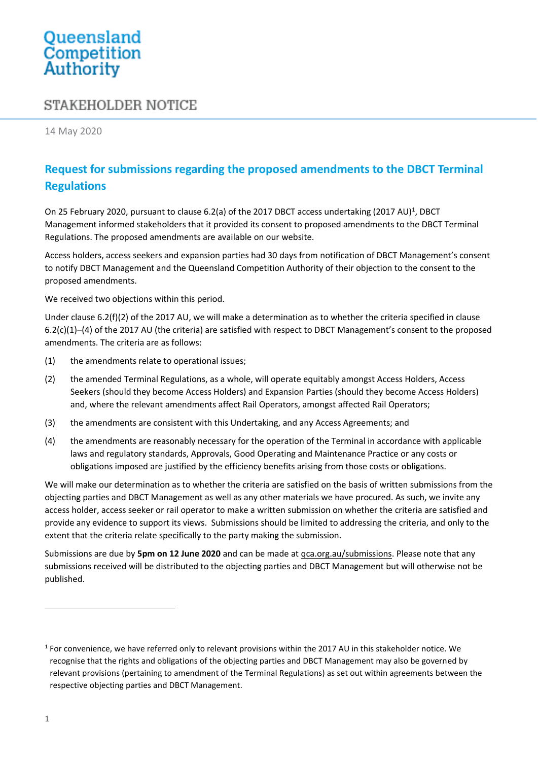Queensland Competition Authority

# STAKEHOLDER NOTICE

14 May 2020

## Request for submissions regarding the proposed amendments to the DBCT Terminal Regulations

On 25 February 2020, pursuant to clause 6.2(a) of the 2017 DBCT access undertaking (2017 AU)[1], DBCT Management informed stakeholders that it provided its consent to proposed amendments to the DBCT Terminal Regulations. The proposed amendments are available on our website.

Access holders, access seekers and expansion parties had 30 days from notification of DBCT Management's consent to notify DBCT Management and the Queensland Competition Authority of their objection to the consent to the proposed amendments.

We received two objections within this period.

Under clause 6.2(f)(2) of the 2017 AU, we will make a determination as to whether the criteria specified in clause 6.2(c)(1)–(4) of the 2017 AU (the criteria) are satisfied with respect to DBCT Management's consent to the proposed amendments. The criteria are as follows:

(1) the amendments relate to operational issues;

(2) the amended Terminal Regulations, as a whole, will operate equitably amongst Access Holders, Access Seekers (should they become Access Holders) and Expansion Parties (should they become Access Holders) and, where the relevant amendments affect Rail Operators, amongst affected Rail Operators;

(3) the amendments are consistent with this Undertaking, and any Access Agreements; and

(4) the amendments are reasonably necessary for the operation of the Terminal in accordance with applicable laws and regulatory standards, Approvals, Good Operating and Maintenance Practice or any costs or obligations imposed are justified by the efficiency benefits arising from those costs or obligations.

We will make our determination as to whether the criteria are satisfied on the basis of written submissions from the objecting parties and DBCT Management as well as any other materials we have procured. As such, we invite any access holder, access seeker or rail operator to make a written submission on whether the criteria are satisfied and provide any evidence to support its views. Submissions should be limited to addressing the criteria, and only to the extent that the criteria relate specifically to the party making the submission.

Submissions are due by **5pm on 12 June 2020** and can be made at qca.org.au/submissions. Please note that any submissions received will be distributed to the objecting parties and DBCT Management but will otherwise not be published.

---

[1] For convenience, we have referred only to relevant provisions within the 2017 AU in this stakeholder notice. We recognise that the rights and obligations of the objecting parties and DBCT Management may also be governed by relevant provisions (pertaining to amendment of the Terminal Regulations) as set out within agreements between the respective objecting parties and DBCT Management.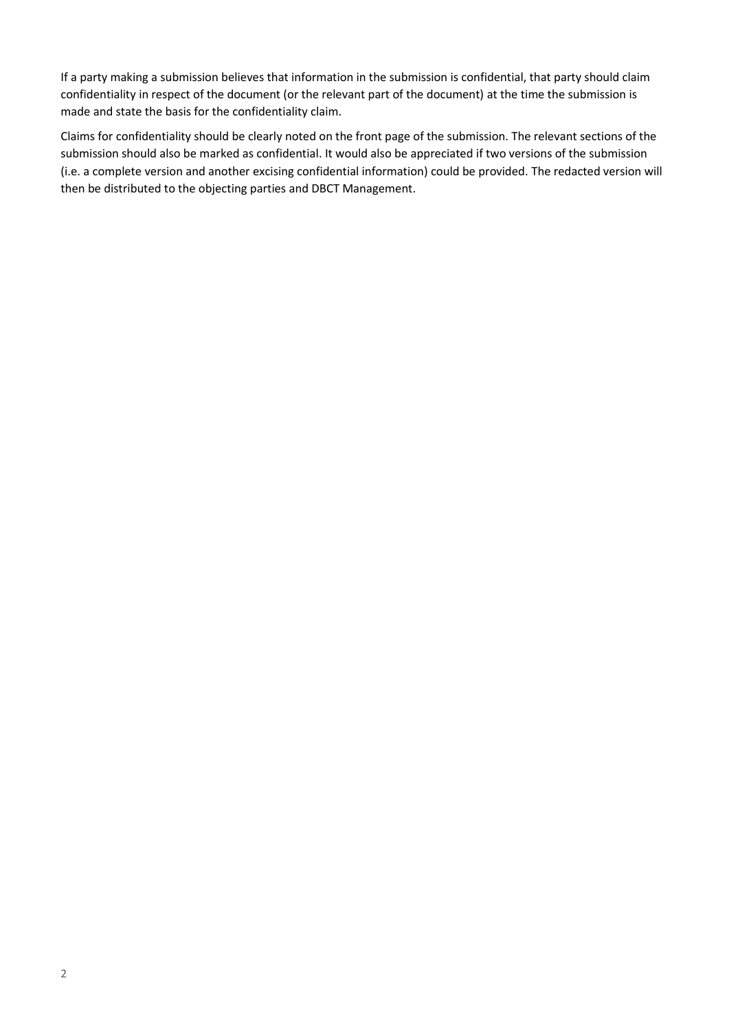If a party making a submission believes that information in the submission is confidential, that party should claim confidentiality in respect of the document (or the relevant part of the document) at the time the submission is made and state the basis for the confidentiality claim.

Claims for confidentiality should be clearly noted on the front page of the submission. The relevant sections of the submission should also be marked as confidential. It would also be appreciated if two versions of the submission (i.e. a complete version and another excising confidential information) could be provided. The redacted version will then be distributed to the objecting parties and DBCT Management.